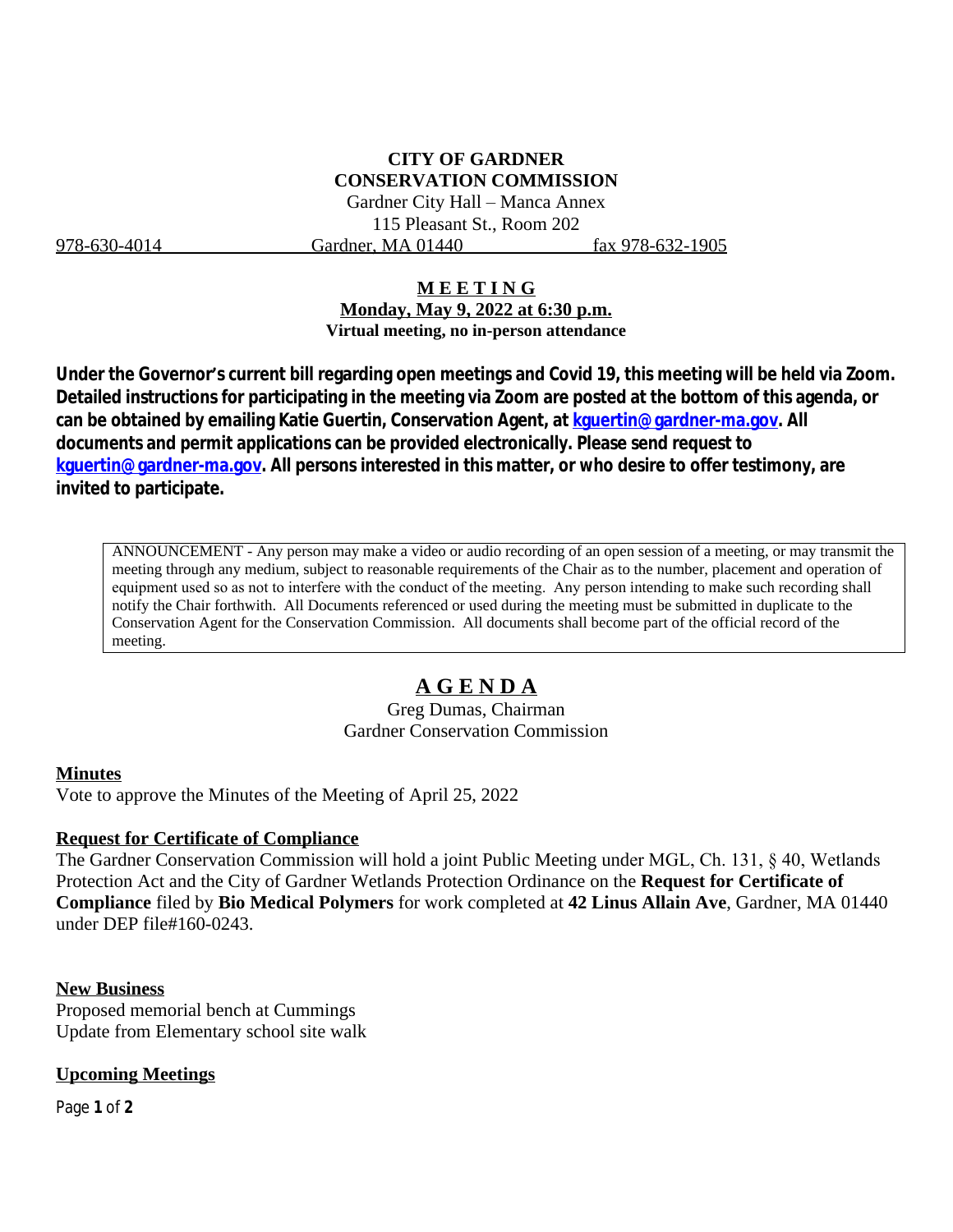# CITY OF GARDNER
# CONSERVATION COMMISSION

Gardner City Hall – Manca Annex
115 Pleasant St., Room 202
978-630-4014 Gardner, MA 01440 fax 978-632-1905

## MEETING

**Monday, May 9, 2022 at 6:30 p.m.**
**Virtual meeting, no in-person attendance**

**Under the Governor's current bill regarding open meetings and Covid 19, this meeting will be held via Zoom. Detailed instructions for participating in the meeting via Zoom are posted at the bottom of this agenda, or can be obtained by emailing Katie Guertin, Conservation Agent, at kguertin@gardner-ma.gov. All documents and permit applications can be provided electronically. Please send request to kguertin@gardner-ma.gov. All persons interested in this matter, or who desire to offer testimony, are invited to participate.**

ANNOUNCEMENT - Any person may make a video or audio recording of an open session of a meeting, or may transmit the meeting through any medium, subject to reasonable requirements of the Chair as to the number, placement and operation of equipment used so as not to interfere with the conduct of the meeting. Any person intending to make such recording shall notify the Chair forthwith. All Documents referenced or used during the meeting must be submitted in duplicate to the Conservation Agent for the Conservation Commission. All documents shall become part of the official record of the meeting.

## AGENDA

Greg Dumas, Chairman
Gardner Conservation Commission

### Minutes

Vote to approve the Minutes of the Meeting of April 25, 2022

### Request for Certificate of Compliance

The Gardner Conservation Commission will hold a joint Public Meeting under MGL, Ch. 131, § 40, Wetlands Protection Act and the City of Gardner Wetlands Protection Ordinance on the **Request for Certificate of Compliance** filed by **Bio Medical Polymers** for work completed at **42 Linus Allain Ave**, Gardner, MA 01440 under DEP file#160-0243.

### New Business

Proposed memorial bench at Cummings
Update from Elementary school site walk

### Upcoming Meetings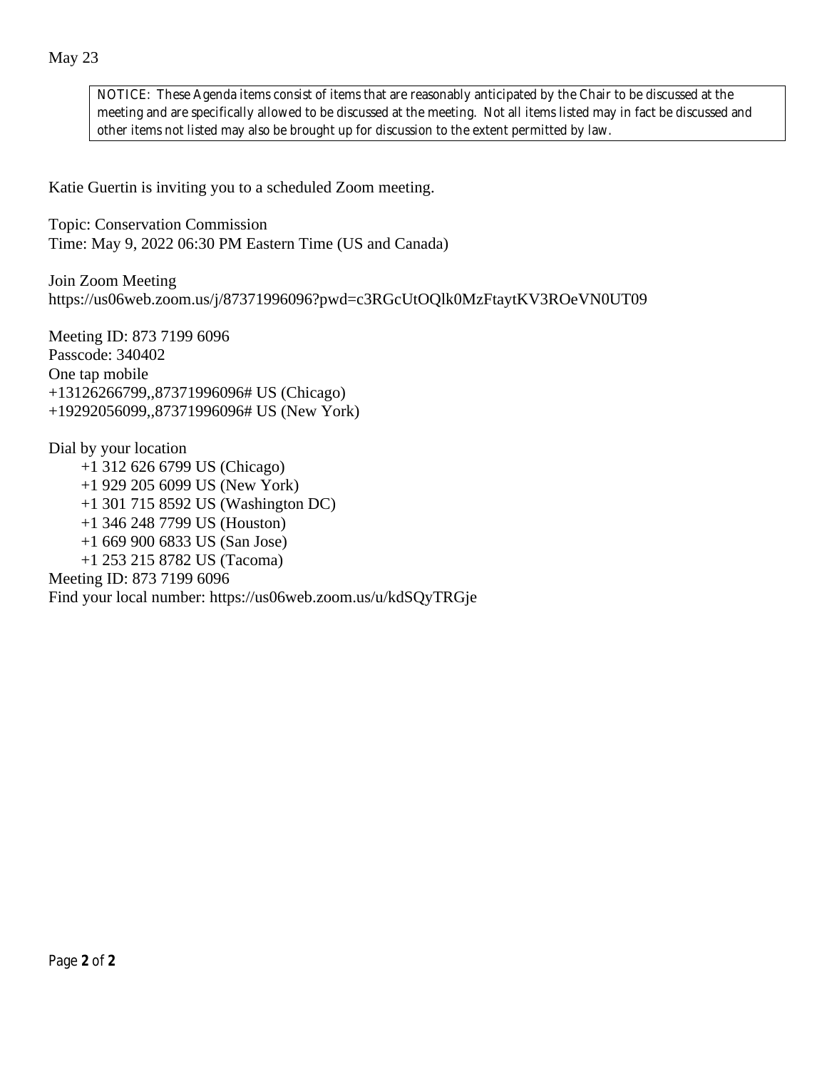May 23

> NOTICE: These Agenda items consist of items that are reasonably anticipated by the Chair to be discussed at the meeting and are specifically allowed to be discussed at the meeting. Not all items listed may in fact be discussed and other items not listed may also be brought up for discussion to the extent permitted by law.

Katie Guertin is inviting you to a scheduled Zoom meeting.

Topic: Conservation Commission
Time: May 9, 2022 06:30 PM Eastern Time (US and Canada)

Join Zoom Meeting
https://us06web.zoom.us/j/87371996096?pwd=c3RGcUtOQlk0MzFtaytKV3ROeVN0UT09

Meeting ID: 873 7199 6096
Passcode: 340402
One tap mobile
+13126266799,,87371996096# US (Chicago)
+19292056099,,87371996096# US (New York)

Dial by your location
- +1 312 626 6799 US (Chicago)
- +1 929 205 6099 US (New York)
- +1 301 715 8592 US (Washington DC)
- +1 346 248 7799 US (Houston)
- +1 669 900 6833 US (San Jose)
- +1 253 215 8782 US (Tacoma)

Meeting ID: 873 7199 6096
Find your local number: https://us06web.zoom.us/u/kdSQyTRGje